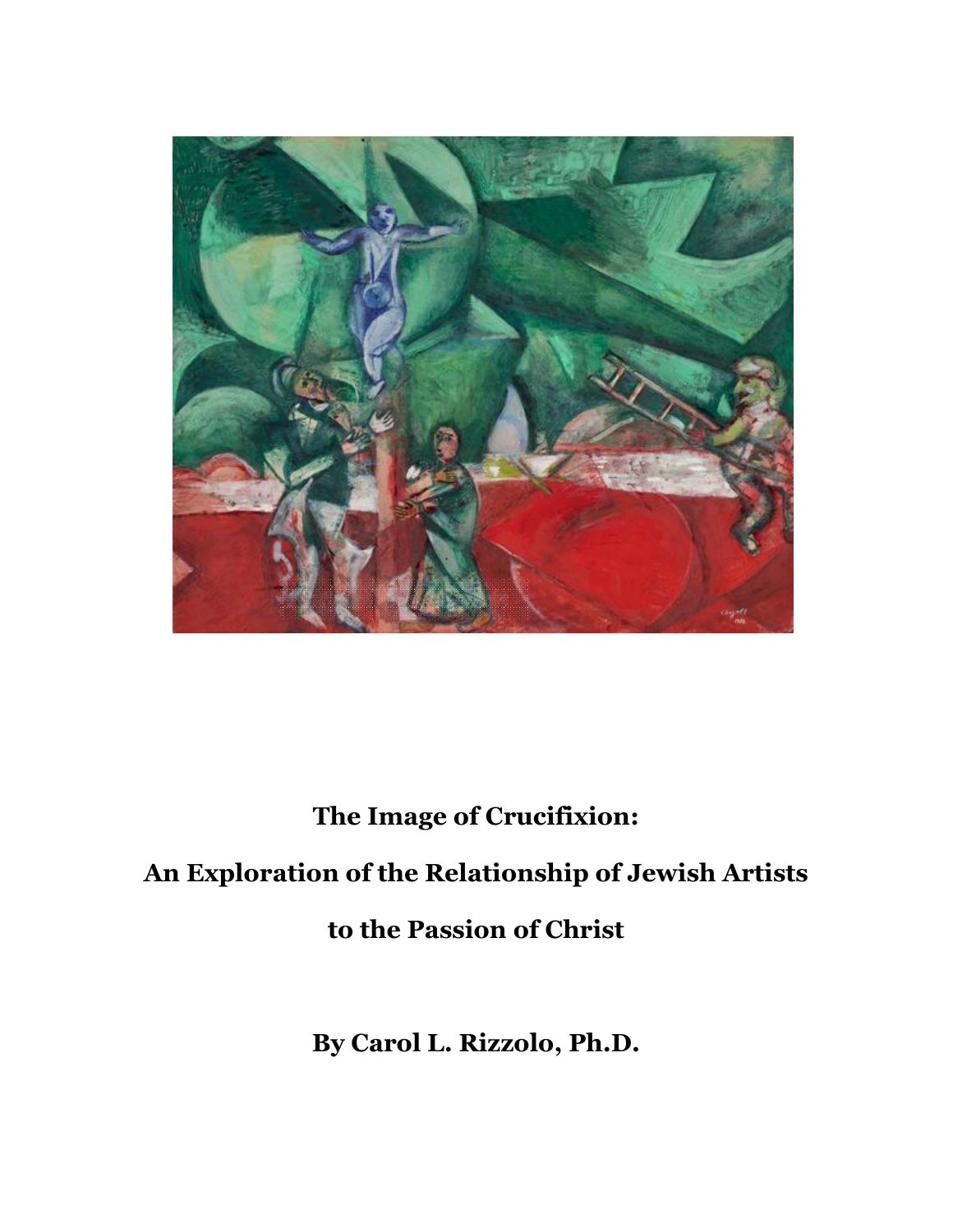# The Image of Crucifixion:

# An Exploration of the Relationship of Jewish Artists to the Passion of Christ

**By Carol L. Rizzolo, Ph.D.**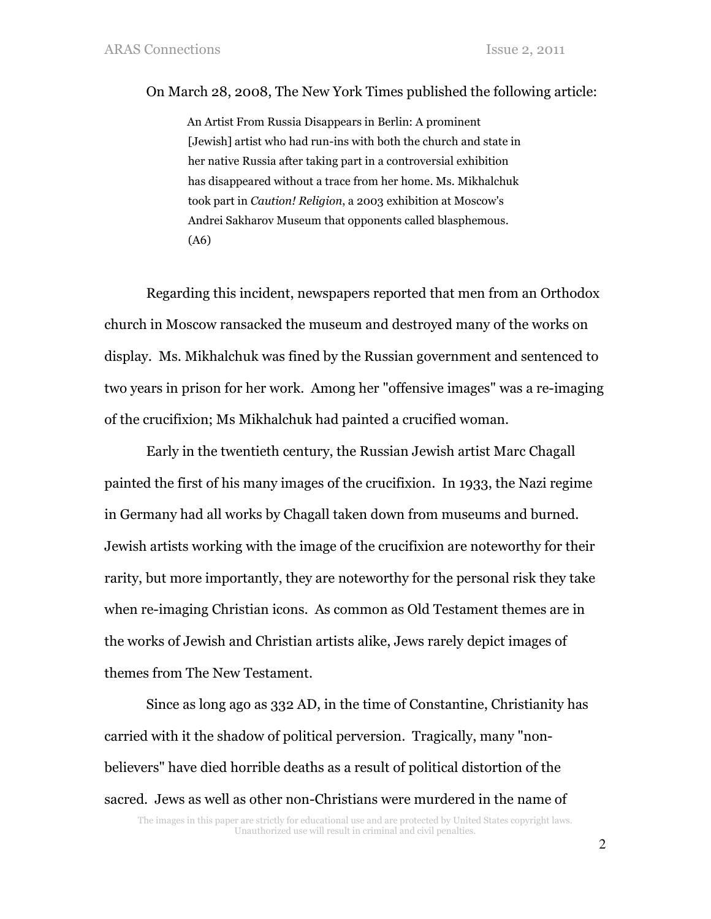On March 28, 2008, The New York Times published the following article:

> An Artist From Russia Disappears in Berlin: A prominent [Jewish] artist who had run-ins with both the church and state in her native Russia after taking part in a controversial exhibition has disappeared without a trace from her home. Ms. Mikhalchuk took part in *Caution! Religion*, a 2003 exhibition at Moscow's Andrei Sakharov Museum that opponents called blasphemous. (A6)

Regarding this incident, newspapers reported that men from an Orthodox church in Moscow ransacked the museum and destroyed many of the works on display. Ms. Mikhalchuk was fined by the Russian government and sentenced to two years in prison for her work. Among her "offensive images" was a re-imaging of the crucifixion; Ms Mikhalchuk had painted a crucified woman.

Early in the twentieth century, the Russian Jewish artist Marc Chagall painted the first of his many images of the crucifixion. In 1933, the Nazi regime in Germany had all works by Chagall taken down from museums and burned. Jewish artists working with the image of the crucifixion are noteworthy for their rarity, but more importantly, they are noteworthy for the personal risk they take when re-imaging Christian icons. As common as Old Testament themes are in the works of Jewish and Christian artists alike, Jews rarely depict images of themes from The New Testament.

Since as long ago as 332 AD, in the time of Constantine, Christianity has carried with it the shadow of political perversion. Tragically, many "non-believers" have died horrible deaths as a result of political distortion of the sacred. Jews as well as other non-Christians were murdered in the name of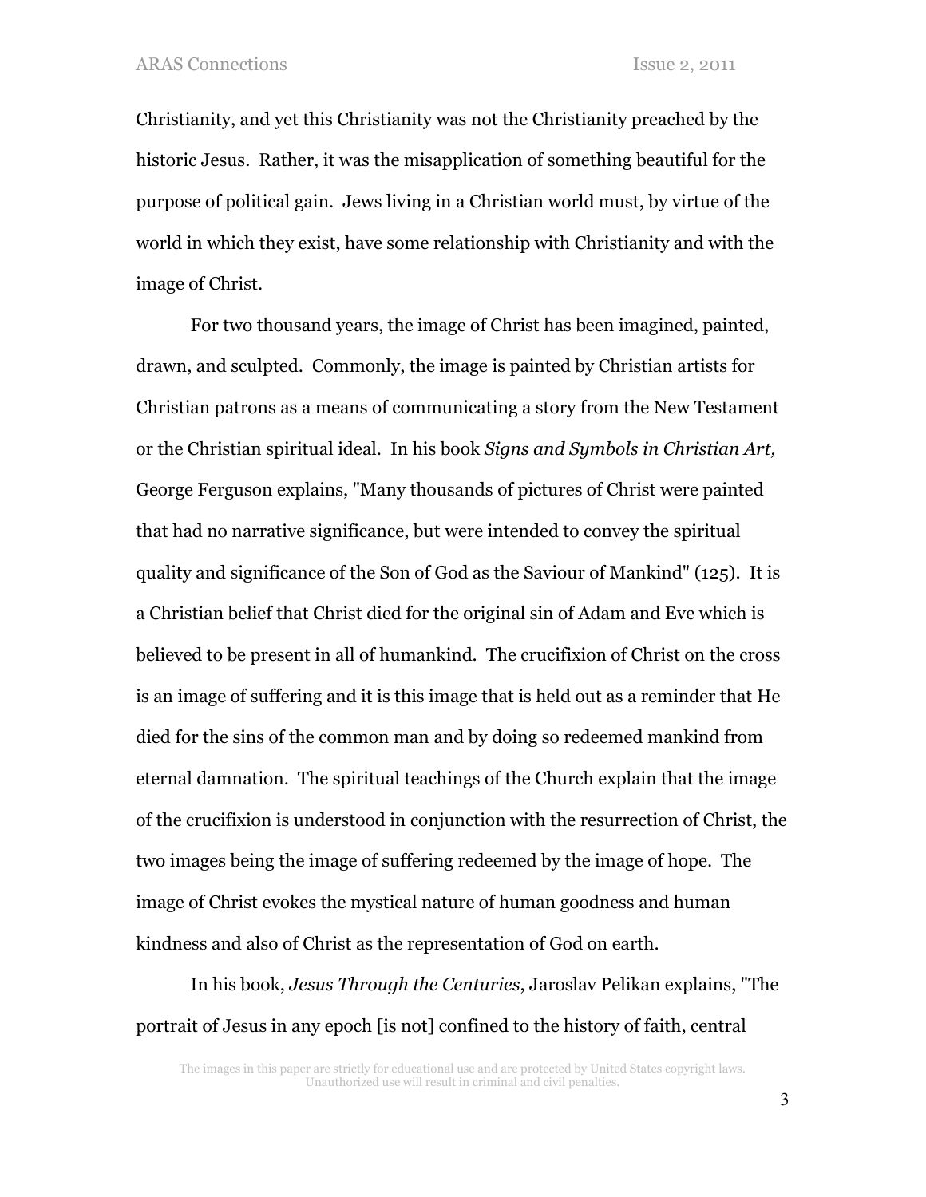Christianity, and yet this Christianity was not the Christianity preached by the historic Jesus. Rather, it was the misapplication of something beautiful for the purpose of political gain. Jews living in a Christian world must, by virtue of the world in which they exist, have some relationship with Christianity and with the image of Christ.

For two thousand years, the image of Christ has been imagined, painted, drawn, and sculpted. Commonly, the image is painted by Christian artists for Christian patrons as a means of communicating a story from the New Testament or the Christian spiritual ideal. In his book *Signs and Symbols in Christian Art,* George Ferguson explains, "Many thousands of pictures of Christ were painted that had no narrative significance, but were intended to convey the spiritual quality and significance of the Son of God as the Saviour of Mankind" (125). It is a Christian belief that Christ died for the original sin of Adam and Eve which is believed to be present in all of humankind. The crucifixion of Christ on the cross is an image of suffering and it is this image that is held out as a reminder that He died for the sins of the common man and by doing so redeemed mankind from eternal damnation. The spiritual teachings of the Church explain that the image of the crucifixion is understood in conjunction with the resurrection of Christ, the two images being the image of suffering redeemed by the image of hope. The image of Christ evokes the mystical nature of human goodness and human kindness and also of Christ as the representation of God on earth.

In his book, *Jesus Through the Centuries*, Jaroslav Pelikan explains, "The portrait of Jesus in any epoch [is not] confined to the history of faith, central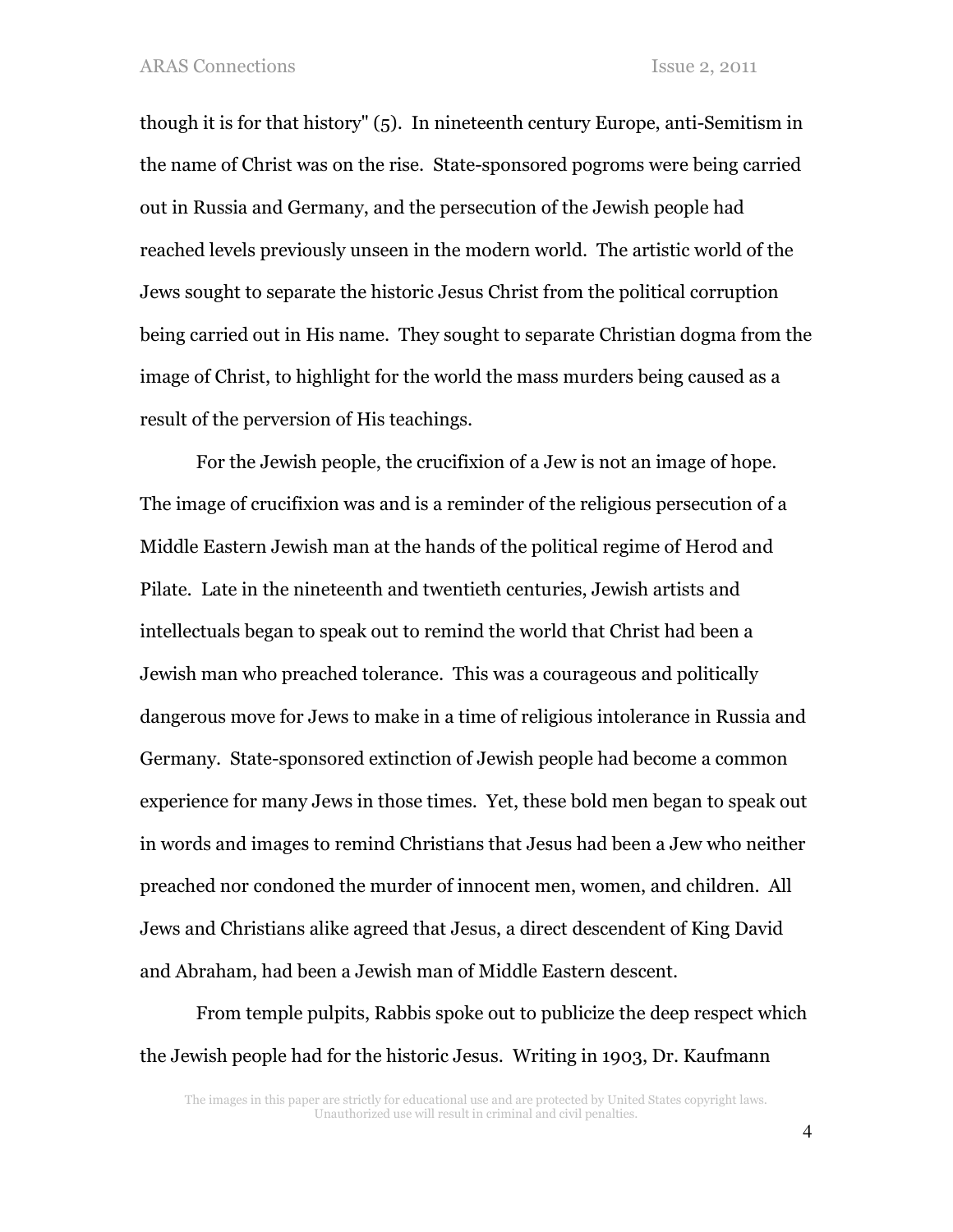though it is for that history" (5). In nineteenth century Europe, anti-Semitism in the name of Christ was on the rise. State-sponsored pogroms were being carried out in Russia and Germany, and the persecution of the Jewish people had reached levels previously unseen in the modern world. The artistic world of the Jews sought to separate the historic Jesus Christ from the political corruption being carried out in His name. They sought to separate Christian dogma from the image of Christ, to highlight for the world the mass murders being caused as a result of the perversion of His teachings.

For the Jewish people, the crucifixion of a Jew is not an image of hope. The image of crucifixion was and is a reminder of the religious persecution of a Middle Eastern Jewish man at the hands of the political regime of Herod and Pilate. Late in the nineteenth and twentieth centuries, Jewish artists and intellectuals began to speak out to remind the world that Christ had been a Jewish man who preached tolerance. This was a courageous and politically dangerous move for Jews to make in a time of religious intolerance in Russia and Germany. State-sponsored extinction of Jewish people had become a common experience for many Jews in those times. Yet, these bold men began to speak out in words and images to remind Christians that Jesus had been a Jew who neither preached nor condoned the murder of innocent men, women, and children. All Jews and Christians alike agreed that Jesus, a direct descendent of King David and Abraham, had been a Jewish man of Middle Eastern descent.

From temple pulpits, Rabbis spoke out to publicize the deep respect which the Jewish people had for the historic Jesus. Writing in 1903, Dr. Kaufmann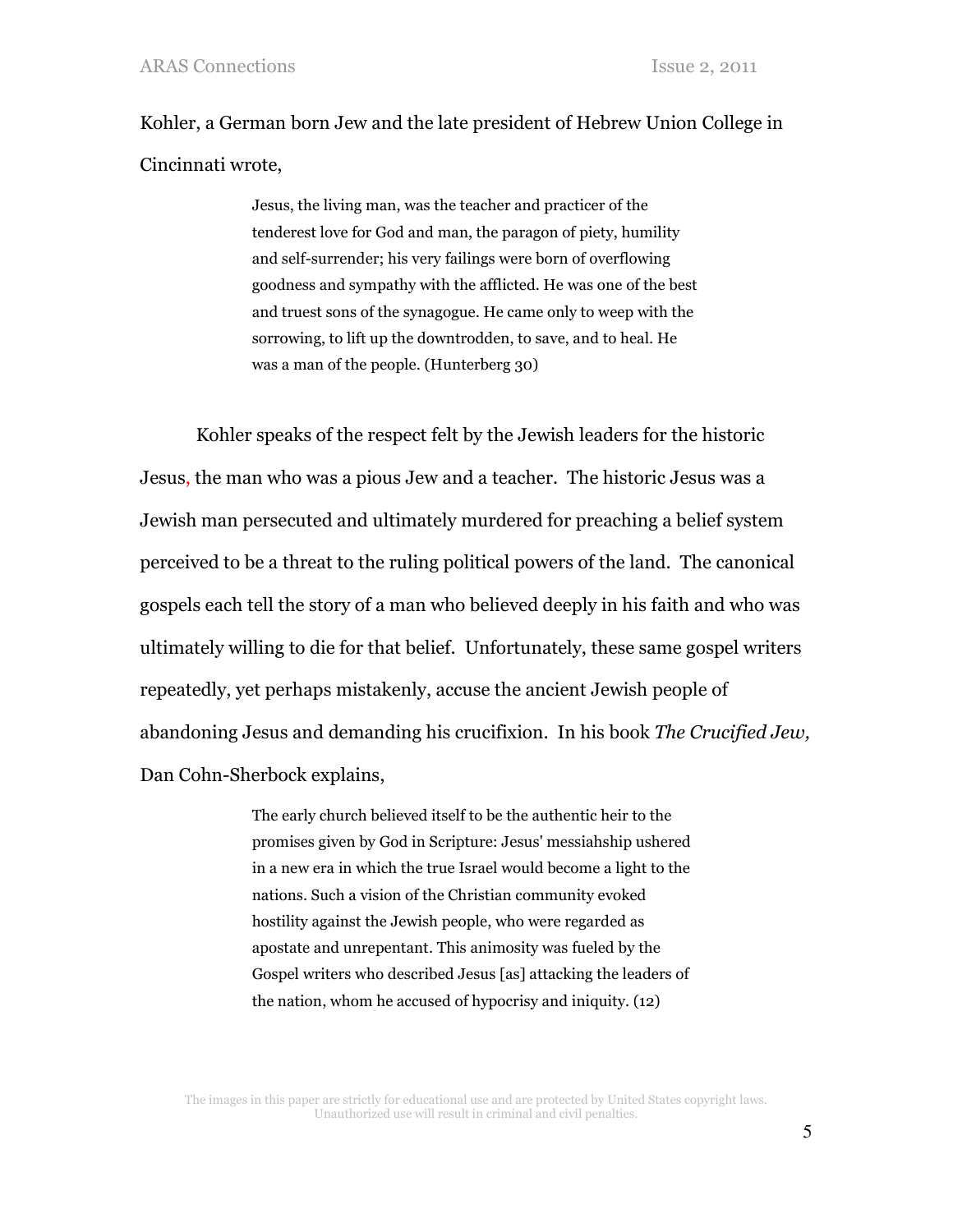Kohler, a German born Jew and the late president of Hebrew Union College in Cincinnati wrote,

> Jesus, the living man, was the teacher and practicer of the tenderest love for God and man, the paragon of piety, humility and self-surrender; his very failings were born of overflowing goodness and sympathy with the afflicted. He was one of the best and truest sons of the synagogue. He came only to weep with the sorrowing, to lift up the downtrodden, to save, and to heal. He was a man of the people. (Hunterberg 30)

Kohler speaks of the respect felt by the Jewish leaders for the historic Jesus, the man who was a pious Jew and a teacher. The historic Jesus was a Jewish man persecuted and ultimately murdered for preaching a belief system perceived to be a threat to the ruling political powers of the land. The canonical gospels each tell the story of a man who believed deeply in his faith and who was ultimately willing to die for that belief. Unfortunately, these same gospel writers repeatedly, yet perhaps mistakenly, accuse the ancient Jewish people of abandoning Jesus and demanding his crucifixion. In his book *The Crucified Jew,* Dan Cohn-Sherbock explains,

> The early church believed itself to be the authentic heir to the promises given by God in Scripture: Jesus' messiahship ushered in a new era in which the true Israel would become a light to the nations. Such a vision of the Christian community evoked hostility against the Jewish people, who were regarded as apostate and unrepentant. This animosity was fueled by the Gospel writers who described Jesus [as] attacking the leaders of the nation, whom he accused of hypocrisy and iniquity. (12)

The images in this paper are strictly for educational use and are protected by United States copyright laws. Unauthorized use will result in criminal and civil penalties.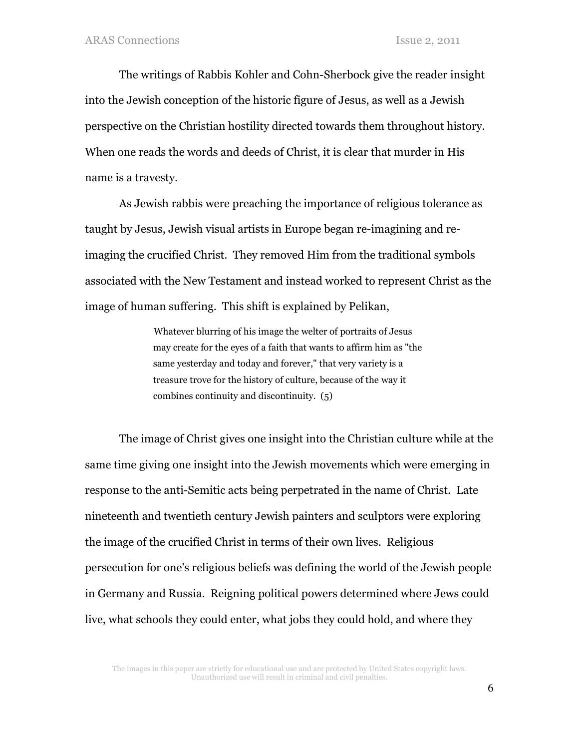The writings of Rabbis Kohler and Cohn-Sherbock give the reader insight into the Jewish conception of the historic figure of Jesus, as well as a Jewish perspective on the Christian hostility directed towards them throughout history. When one reads the words and deeds of Christ, it is clear that murder in His name is a travesty.

As Jewish rabbis were preaching the importance of religious tolerance as taught by Jesus, Jewish visual artists in Europe began re-imagining and re-imaging the crucified Christ. They removed Him from the traditional symbols associated with the New Testament and instead worked to represent Christ as the image of human suffering. This shift is explained by Pelikan,

> Whatever blurring of his image the welter of portraits of Jesus may create for the eyes of a faith that wants to affirm him as "the same yesterday and today and forever," that very variety is a treasure trove for the history of culture, because of the way it combines continuity and discontinuity. (5)

The image of Christ gives one insight into the Christian culture while at the same time giving one insight into the Jewish movements which were emerging in response to the anti-Semitic acts being perpetrated in the name of Christ. Late nineteenth and twentieth century Jewish painters and sculptors were exploring the image of the crucified Christ in terms of their own lives. Religious persecution for one's religious beliefs was defining the world of the Jewish people in Germany and Russia. Reigning political powers determined where Jews could live, what schools they could enter, what jobs they could hold, and where they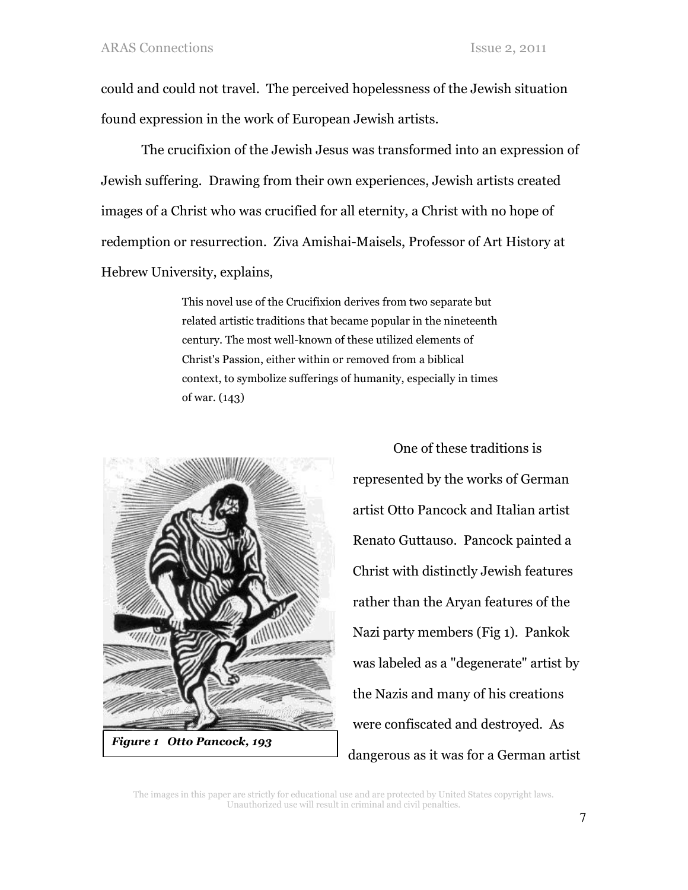could and could not travel. The perceived hopelessness of the Jewish situation found expression in the work of European Jewish artists.

The crucifixion of the Jewish Jesus was transformed into an expression of Jewish suffering. Drawing from their own experiences, Jewish artists created images of a Christ who was crucified for all eternity, a Christ with no hope of redemption or resurrection. Ziva Amishai-Maisels, Professor of Art History at Hebrew University, explains,

> This novel use of the Crucifixion derives from two separate but related artistic traditions that became popular in the nineteenth century. The most well-known of these utilized elements of Christ's Passion, either within or removed from a biblical context, to symbolize sufferings of humanity, especially in times of war. (143)

***Figure 1 Otto Pancock, 193***

One of these traditions is represented by the works of German artist Otto Pancock and Italian artist Renato Guttauso. Pancock painted a Christ with distinctly Jewish features rather than the Aryan features of the Nazi party members (Fig 1). Pankok was labeled as a "degenerate" artist by the Nazis and many of his creations were confiscated and destroyed. As dangerous as it was for a German artist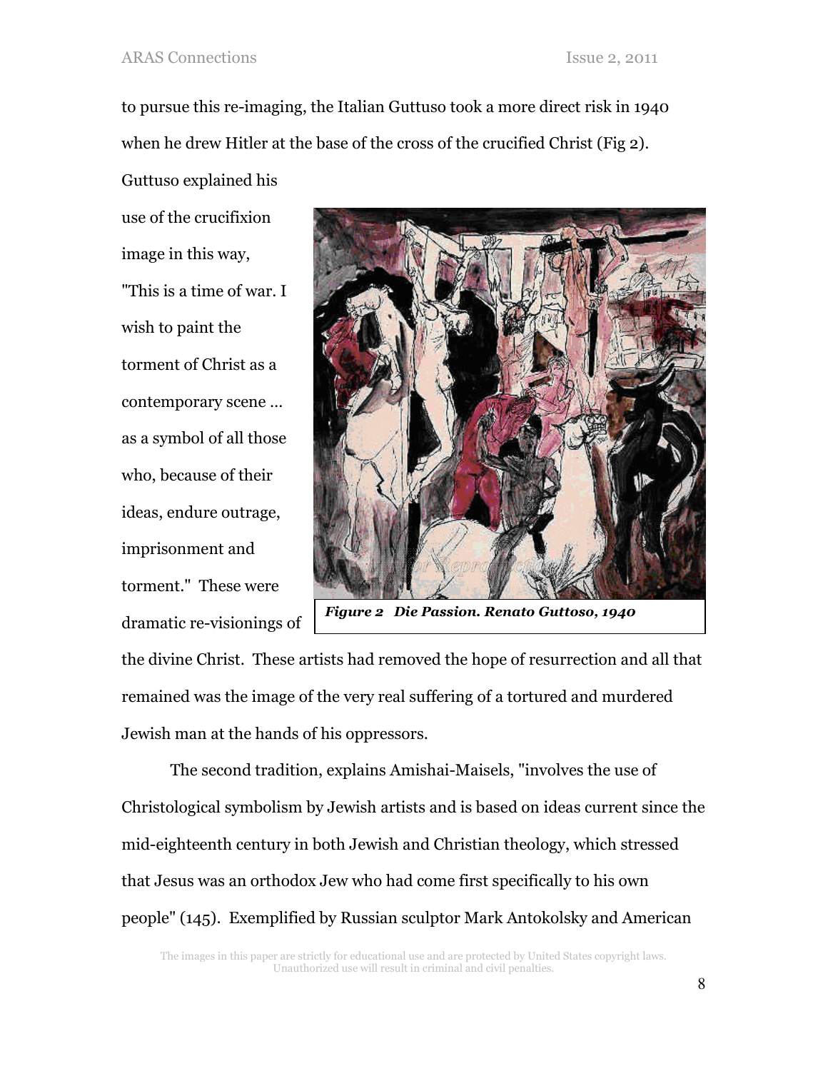to pursue this re-imaging, the Italian Guttuso took a more direct risk in 1940 when he drew Hitler at the base of the cross of the crucified Christ (Fig 2). Guttuso explained his use of the crucifixion image in this way, "This is a time of war. I wish to paint the torment of Christ as a contemporary scene … as a symbol of all those who, because of their ideas, endure outrage, imprisonment and torment." These were dramatic re-visionings of the divine Christ. These artists had removed the hope of resurrection and all that remained was the image of the very real suffering of a tortured and murdered Jewish man at the hands of his oppressors.

***Figure 2 Die Passion. Renato Guttoso, 1940***

The second tradition, explains Amishai-Maisels, "involves the use of Christological symbolism by Jewish artists and is based on ideas current since the mid-eighteenth century in both Jewish and Christian theology, which stressed that Jesus was an orthodox Jew who had come first specifically to his own people" (145). Exemplified by Russian sculptor Mark Antokolsky and American

The images in this paper are strictly for educational use and are protected by United States copyright laws. Unauthorized use will result in criminal and civil penalties.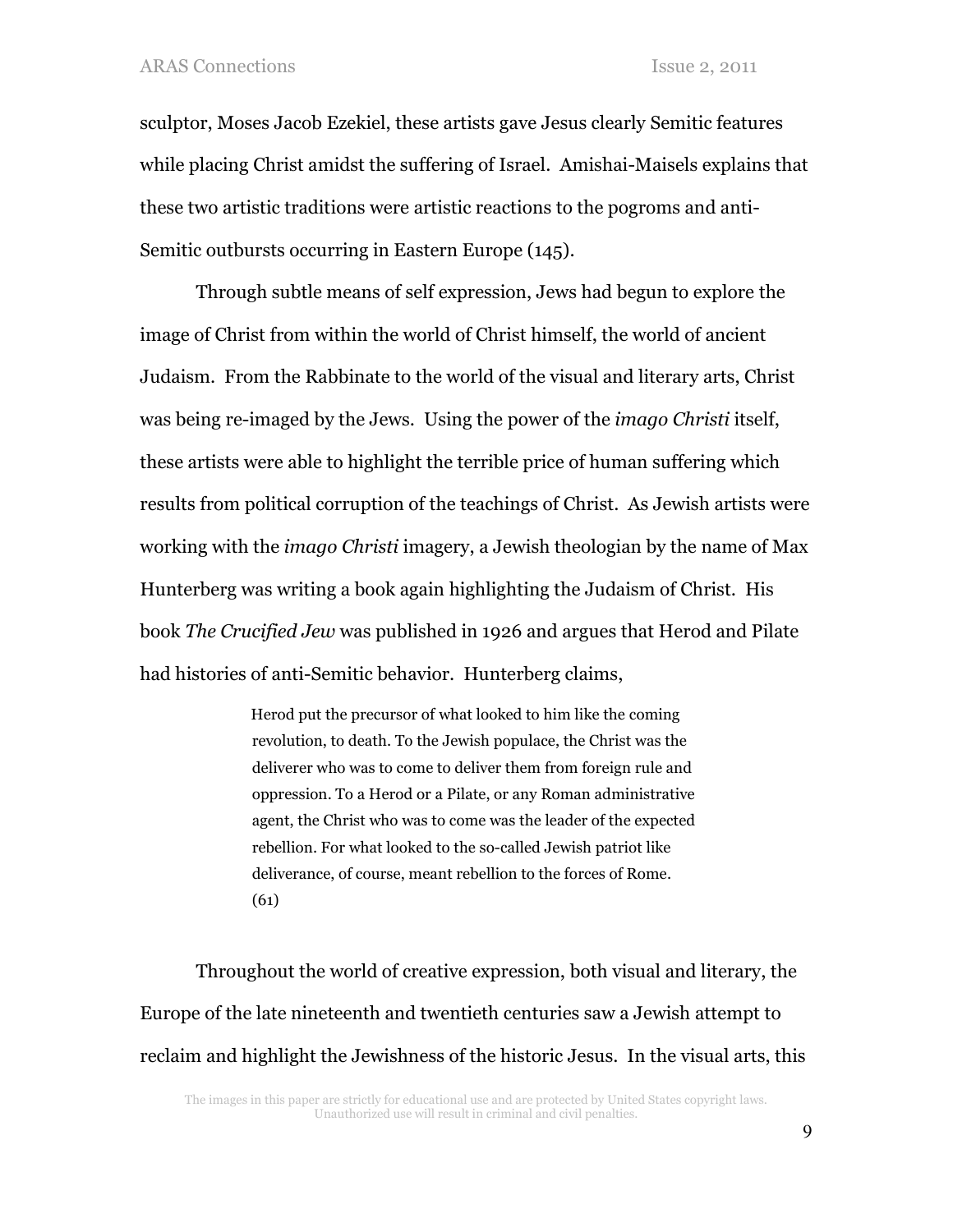sculptor, Moses Jacob Ezekiel, these artists gave Jesus clearly Semitic features while placing Christ amidst the suffering of Israel. Amishai-Maisels explains that these two artistic traditions were artistic reactions to the pogroms and anti-Semitic outbursts occurring in Eastern Europe (145).

Through subtle means of self expression, Jews had begun to explore the image of Christ from within the world of Christ himself, the world of ancient Judaism. From the Rabbinate to the world of the visual and literary arts, Christ was being re-imaged by the Jews. Using the power of the *imago Christi* itself, these artists were able to highlight the terrible price of human suffering which results from political corruption of the teachings of Christ. As Jewish artists were working with the *imago Christi* imagery, a Jewish theologian by the name of Max Hunterberg was writing a book again highlighting the Judaism of Christ. His book *The Crucified Jew* was published in 1926 and argues that Herod and Pilate had histories of anti-Semitic behavior. Hunterberg claims,

> Herod put the precursor of what looked to him like the coming revolution, to death. To the Jewish populace, the Christ was the deliverer who was to come to deliver them from foreign rule and oppression. To a Herod or a Pilate, or any Roman administrative agent, the Christ who was to come was the leader of the expected rebellion. For what looked to the so-called Jewish patriot like deliverance, of course, meant rebellion to the forces of Rome. (61)

Throughout the world of creative expression, both visual and literary, the Europe of the late nineteenth and twentieth centuries saw a Jewish attempt to reclaim and highlight the Jewishness of the historic Jesus. In the visual arts, this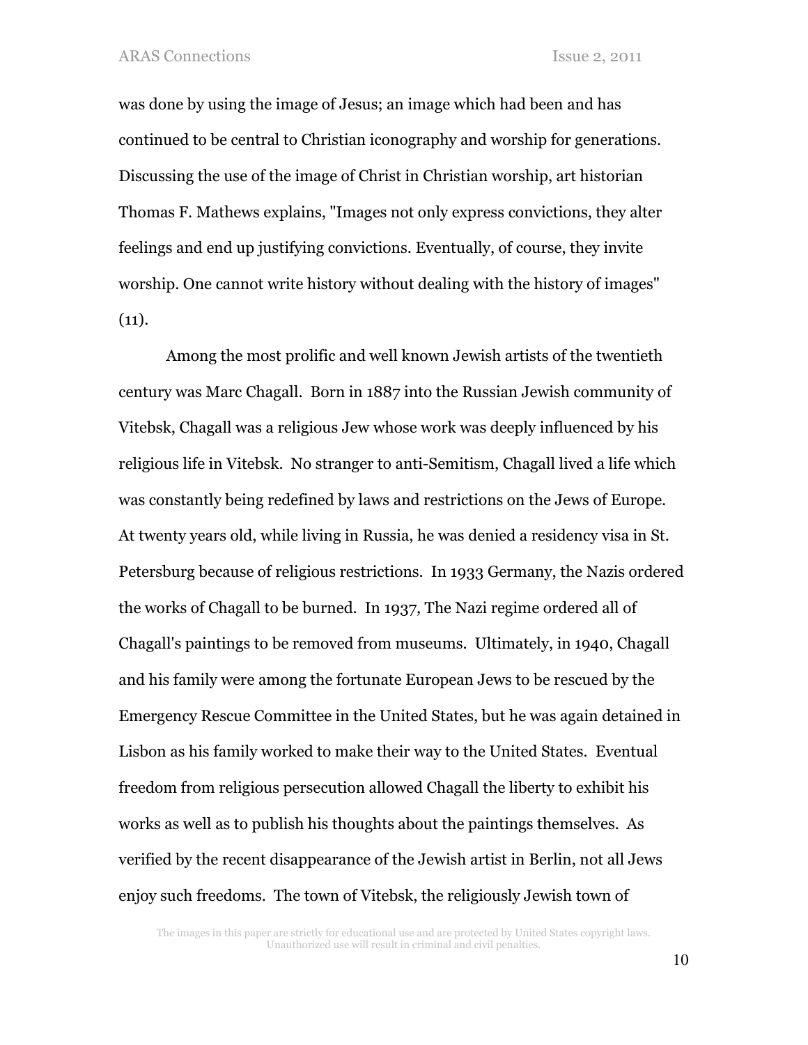was done by using the image of Jesus; an image which had been and has continued to be central to Christian iconography and worship for generations. Discussing the use of the image of Christ in Christian worship, art historian Thomas F. Mathews explains, "Images not only express convictions, they alter feelings and end up justifying convictions. Eventually, of course, they invite worship. One cannot write history without dealing with the history of images" (11).

Among the most prolific and well known Jewish artists of the twentieth century was Marc Chagall. Born in 1887 into the Russian Jewish community of Vitebsk, Chagall was a religious Jew whose work was deeply influenced by his religious life in Vitebsk. No stranger to anti-Semitism, Chagall lived a life which was constantly being redefined by laws and restrictions on the Jews of Europe. At twenty years old, while living in Russia, he was denied a residency visa in St. Petersburg because of religious restrictions. In 1933 Germany, the Nazis ordered the works of Chagall to be burned. In 1937, The Nazi regime ordered all of Chagall's paintings to be removed from museums. Ultimately, in 1940, Chagall and his family were among the fortunate European Jews to be rescued by the Emergency Rescue Committee in the United States, but he was again detained in Lisbon as his family worked to make their way to the United States. Eventual freedom from religious persecution allowed Chagall the liberty to exhibit his works as well as to publish his thoughts about the paintings themselves. As verified by the recent disappearance of the Jewish artist in Berlin, not all Jews enjoy such freedoms. The town of Vitebsk, the religiously Jewish town of

The images in this paper are strictly for educational use and are protected by United States copyright laws. Unauthorized use will result in criminal and civil penalties.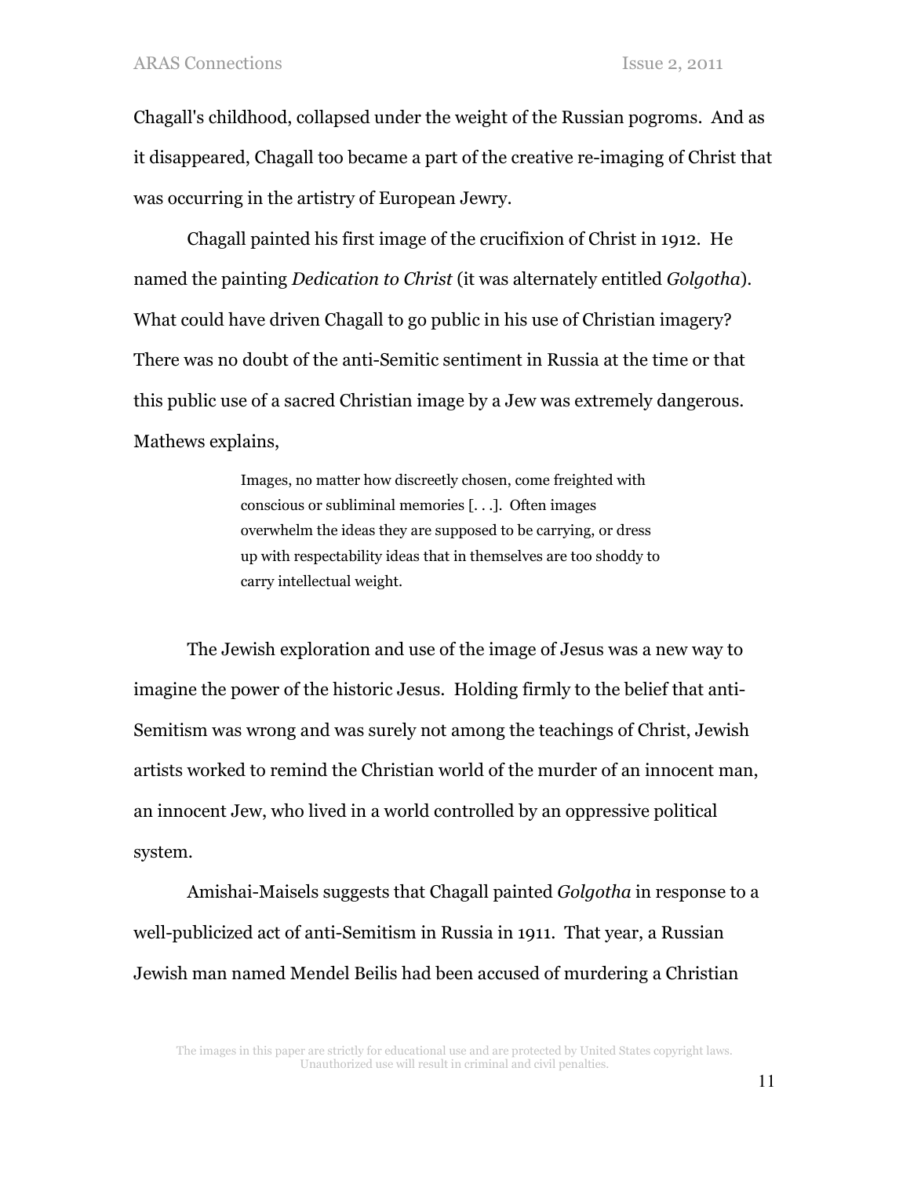Chagall's childhood, collapsed under the weight of the Russian pogroms. And as it disappeared, Chagall too became a part of the creative re-imaging of Christ that was occurring in the artistry of European Jewry.

Chagall painted his first image of the crucifixion of Christ in 1912. He named the painting *Dedication to Christ* (it was alternately entitled *Golgotha*). What could have driven Chagall to go public in his use of Christian imagery? There was no doubt of the anti-Semitic sentiment in Russia at the time or that this public use of a sacred Christian image by a Jew was extremely dangerous. Mathews explains,

> Images, no matter how discreetly chosen, come freighted with conscious or subliminal memories [. . .]. Often images overwhelm the ideas they are supposed to be carrying, or dress up with respectability ideas that in themselves are too shoddy to carry intellectual weight.

The Jewish exploration and use of the image of Jesus was a new way to imagine the power of the historic Jesus. Holding firmly to the belief that anti-Semitism was wrong and was surely not among the teachings of Christ, Jewish artists worked to remind the Christian world of the murder of an innocent man, an innocent Jew, who lived in a world controlled by an oppressive political system.

Amishai-Maisels suggests that Chagall painted *Golgotha* in response to a well-publicized act of anti-Semitism in Russia in 1911. That year, a Russian Jewish man named Mendel Beilis had been accused of murdering a Christian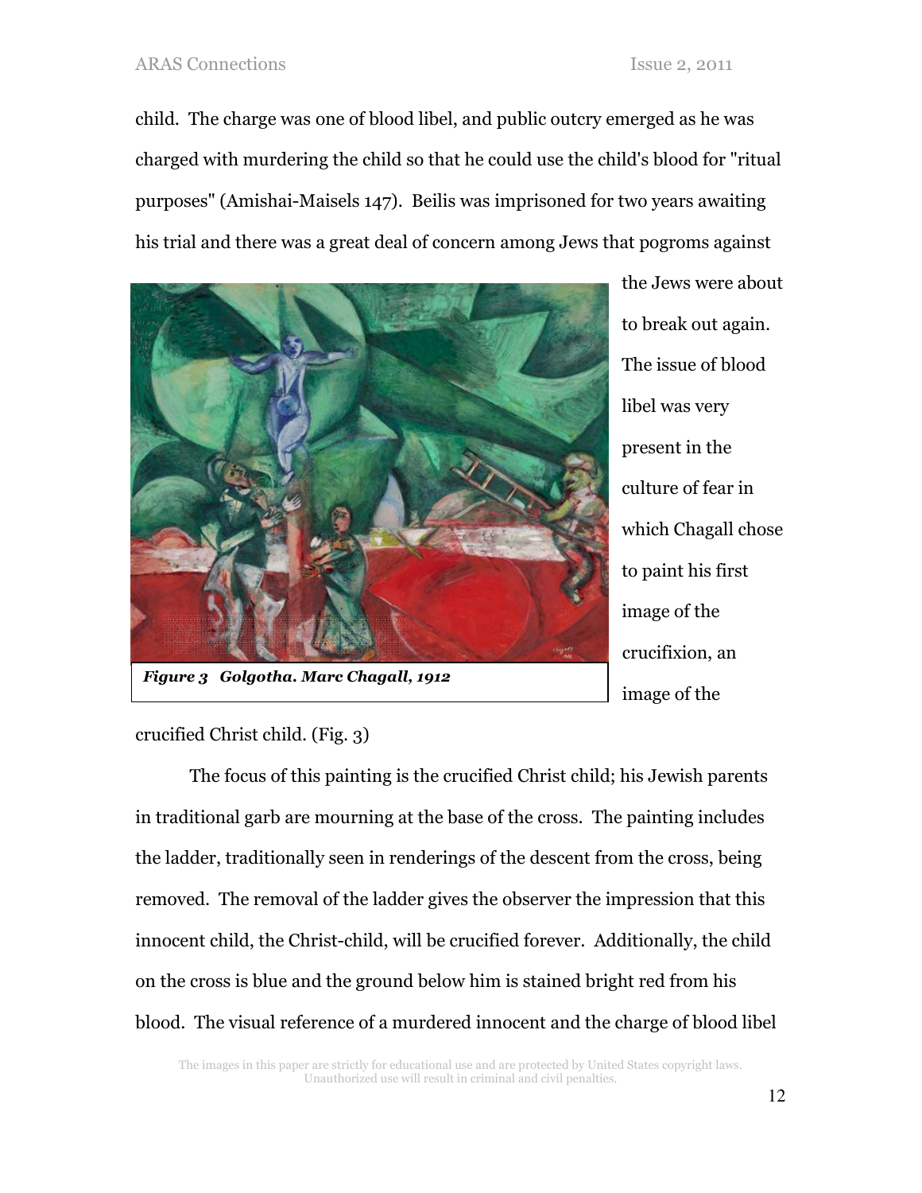child. The charge was one of blood libel, and public outcry emerged as he was charged with murdering the child so that he could use the child's blood for "ritual purposes" (Amishai-Maisels 147). Beilis was imprisoned for two years awaiting his trial and there was a great deal of concern among Jews that pogroms against the Jews were about to break out again. The issue of blood libel was very present in the culture of fear in which Chagall chose to paint his first image of the crucifixion, an image of the crucified Christ child. (Fig. 3)

***Figure 3 Golgotha. Marc Chagall, 1912***

The focus of this painting is the crucified Christ child; his Jewish parents in traditional garb are mourning at the base of the cross. The painting includes the ladder, traditionally seen in renderings of the descent from the cross, being removed. The removal of the ladder gives the observer the impression that this innocent child, the Christ-child, will be crucified forever. Additionally, the child on the cross is blue and the ground below him is stained bright red from his blood. The visual reference of a murdered innocent and the charge of blood libel

The images in this paper are strictly for educational use and are protected by United States copyright laws. Unauthorized use will result in criminal and civil penalties.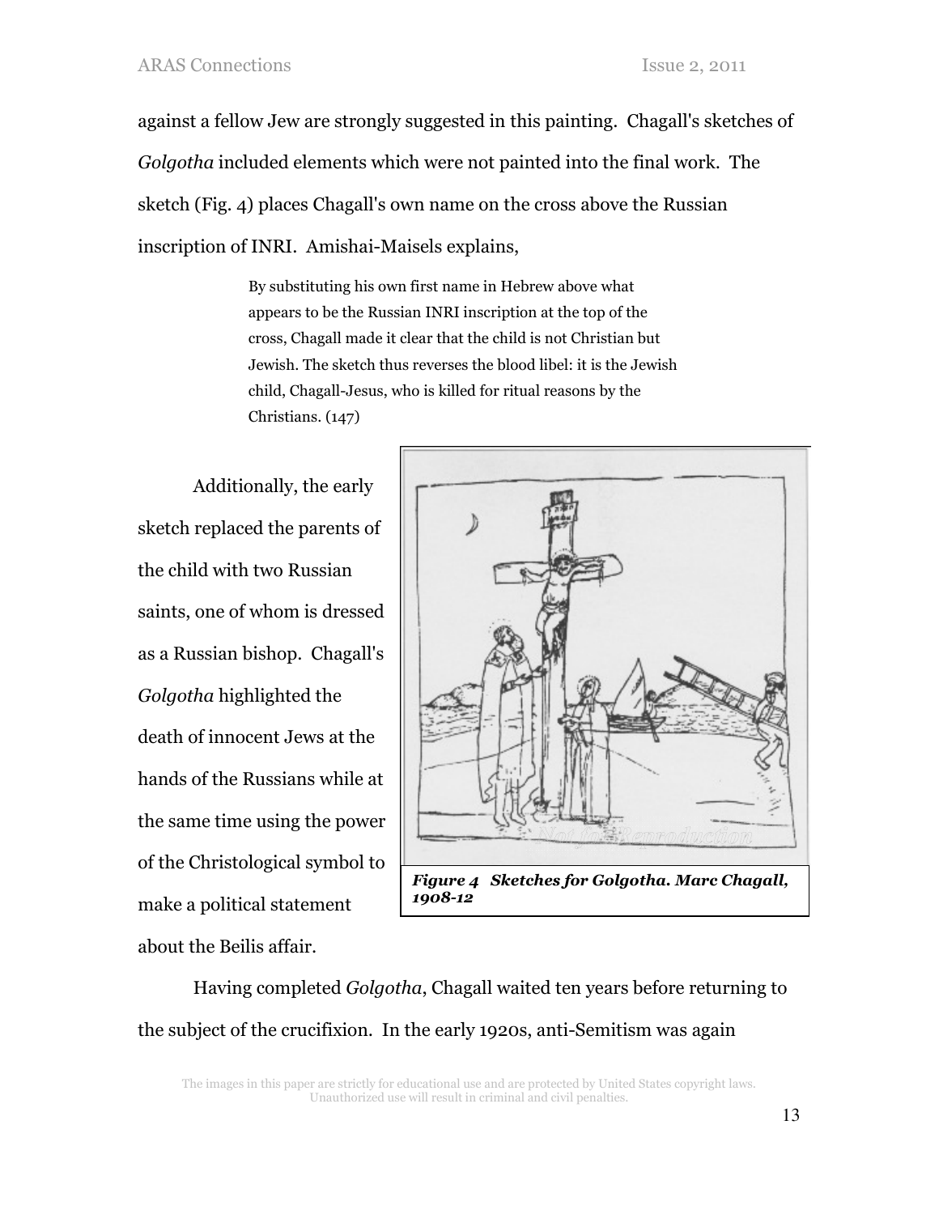against a fellow Jew are strongly suggested in this painting. Chagall's sketches of *Golgotha* included elements which were not painted into the final work. The sketch (Fig. 4) places Chagall's own name on the cross above the Russian inscription of INRI. Amishai-Maisels explains,

> By substituting his own first name in Hebrew above what appears to be the Russian INRI inscription at the top of the cross, Chagall made it clear that the child is not Christian but Jewish. The sketch thus reverses the blood libel: it is the Jewish child, Chagall-Jesus, who is killed for ritual reasons by the Christians. (147)

Additionally, the early sketch replaced the parents of the child with two Russian saints, one of whom is dressed as a Russian bishop. Chagall's *Golgotha* highlighted the death of innocent Jews at the hands of the Russians while at the same time using the power of the Christological symbol to make a political statement about the Beilis affair.

***Figure 4 Sketches for Golgotha. Marc Chagall, 1908-12***

Having completed *Golgotha*, Chagall waited ten years before returning to the subject of the crucifixion. In the early 1920s, anti-Semitism was again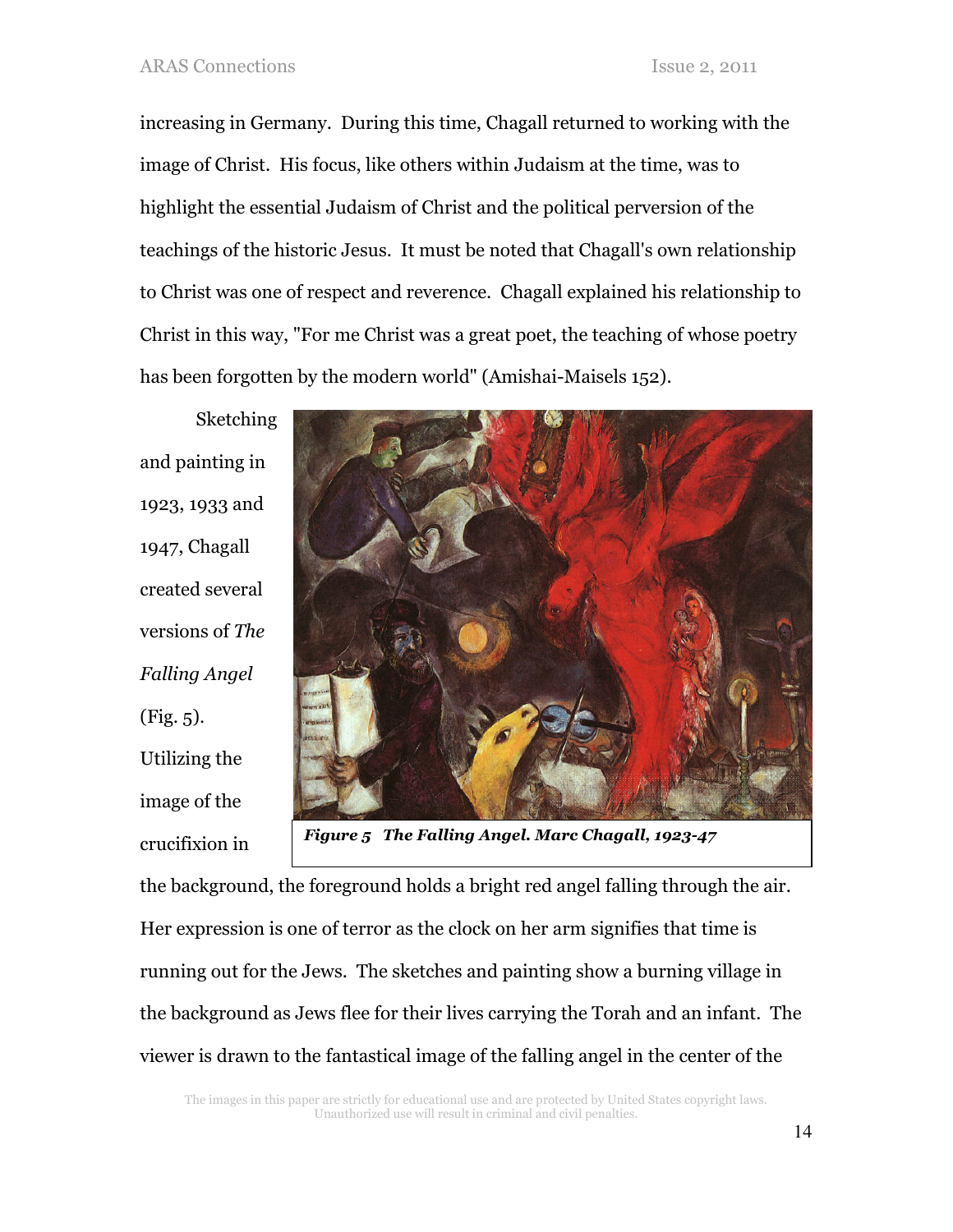increasing in Germany. During this time, Chagall returned to working with the image of Christ. His focus, like others within Judaism at the time, was to highlight the essential Judaism of Christ and the political perversion of the teachings of the historic Jesus. It must be noted that Chagall's own relationship to Christ was one of respect and reverence. Chagall explained his relationship to Christ in this way, "For me Christ was a great poet, the teaching of whose poetry has been forgotten by the modern world" (Amishai-Maisels 152).

Sketching and painting in 1923, 1933 and 1947, Chagall created several versions of *The Falling Angel* (Fig. 5). Utilizing the image of the crucifixion in the background, the foreground holds a bright red angel falling through the air. Her expression is one of terror as the clock on her arm signifies that time is running out for the Jews. The sketches and painting show a burning village in the background as Jews flee for their lives carrying the Torah and an infant. The viewer is drawn to the fantastical image of the falling angel in the center of the

***Figure 5 The Falling Angel. Marc Chagall, 1923-47***

The images in this paper are strictly for educational use and are protected by United States copyright laws. Unauthorized use will result in criminal and civil penalties.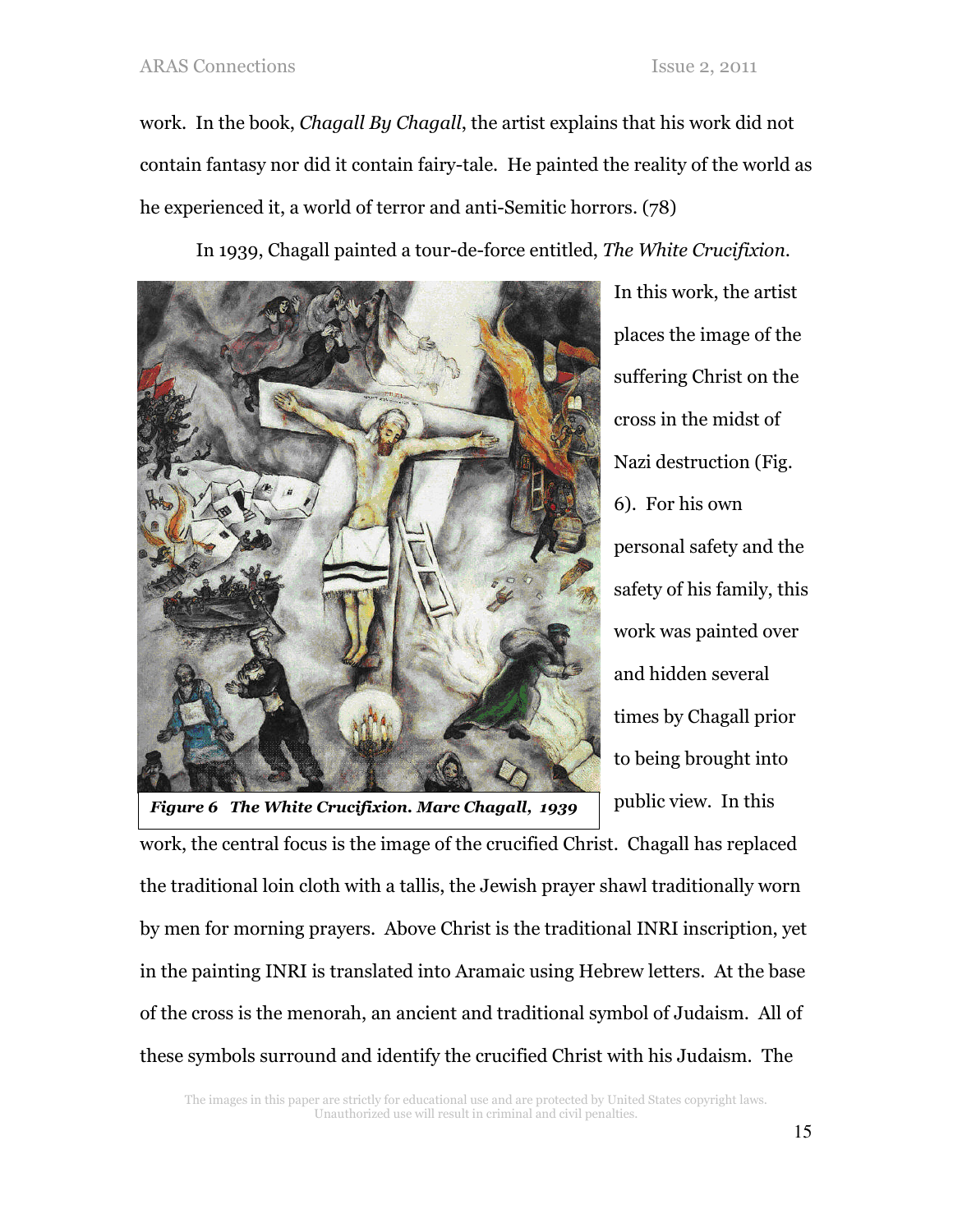work. In the book, *Chagall By Chagall*, the artist explains that his work did not contain fantasy nor did it contain fairy-tale. He painted the reality of the world as he experienced it, a world of terror and anti-Semitic horrors. (78)

In 1939, Chagall painted a tour-de-force entitled, *The White Crucifixion*. In this work, the artist places the image of the suffering Christ on the cross in the midst of Nazi destruction (Fig. 6). For his own personal safety and the safety of his family, this work was painted over and hidden several times by Chagall prior to being brought into public view. In this work, the central focus is the image of the crucified Christ. Chagall has replaced the traditional loin cloth with a tallis, the Jewish prayer shawl traditionally worn by men for morning prayers. Above Christ is the traditional INRI inscription, yet in the painting INRI is translated into Aramaic using Hebrew letters. At the base of the cross is the menorah, an ancient and traditional symbol of Judaism. All of these symbols surround and identify the crucified Christ with his Judaism. The

***Figure 6 The White Crucifixion. Marc Chagall, 1939***

The images in this paper are strictly for educational use and are protected by United States copyright laws. Unauthorized use will result in criminal and civil penalties.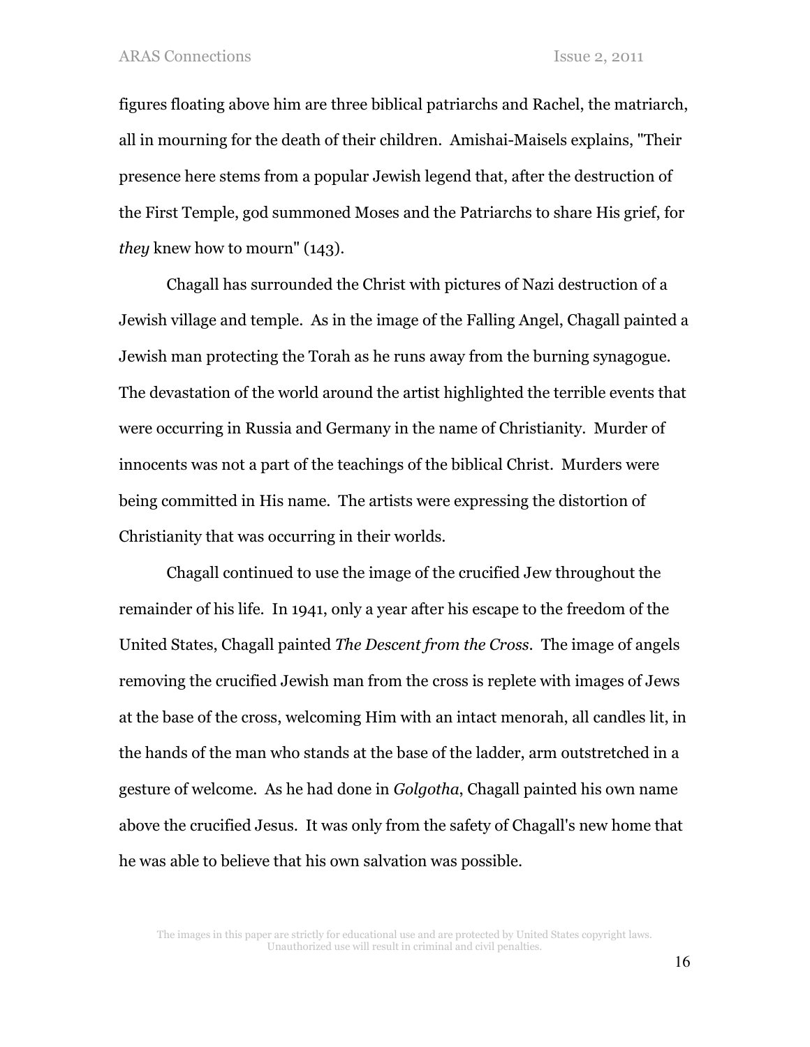figures floating above him are three biblical patriarchs and Rachel, the matriarch, all in mourning for the death of their children. Amishai-Maisels explains, "Their presence here stems from a popular Jewish legend that, after the destruction of the First Temple, god summoned Moses and the Patriarchs to share His grief, for *they* knew how to mourn" (143).

Chagall has surrounded the Christ with pictures of Nazi destruction of a Jewish village and temple. As in the image of the Falling Angel, Chagall painted a Jewish man protecting the Torah as he runs away from the burning synagogue. The devastation of the world around the artist highlighted the terrible events that were occurring in Russia and Germany in the name of Christianity. Murder of innocents was not a part of the teachings of the biblical Christ. Murders were being committed in His name. The artists were expressing the distortion of Christianity that was occurring in their worlds.

Chagall continued to use the image of the crucified Jew throughout the remainder of his life. In 1941, only a year after his escape to the freedom of the United States, Chagall painted *The Descent from the Cross*. The image of angels removing the crucified Jewish man from the cross is replete with images of Jews at the base of the cross, welcoming Him with an intact menorah, all candles lit, in the hands of the man who stands at the base of the ladder, arm outstretched in a gesture of welcome. As he had done in *Golgotha*, Chagall painted his own name above the crucified Jesus. It was only from the safety of Chagall's new home that he was able to believe that his own salvation was possible.

The images in this paper are strictly for educational use and are protected by United States copyright laws. Unauthorized use will result in criminal and civil penalties.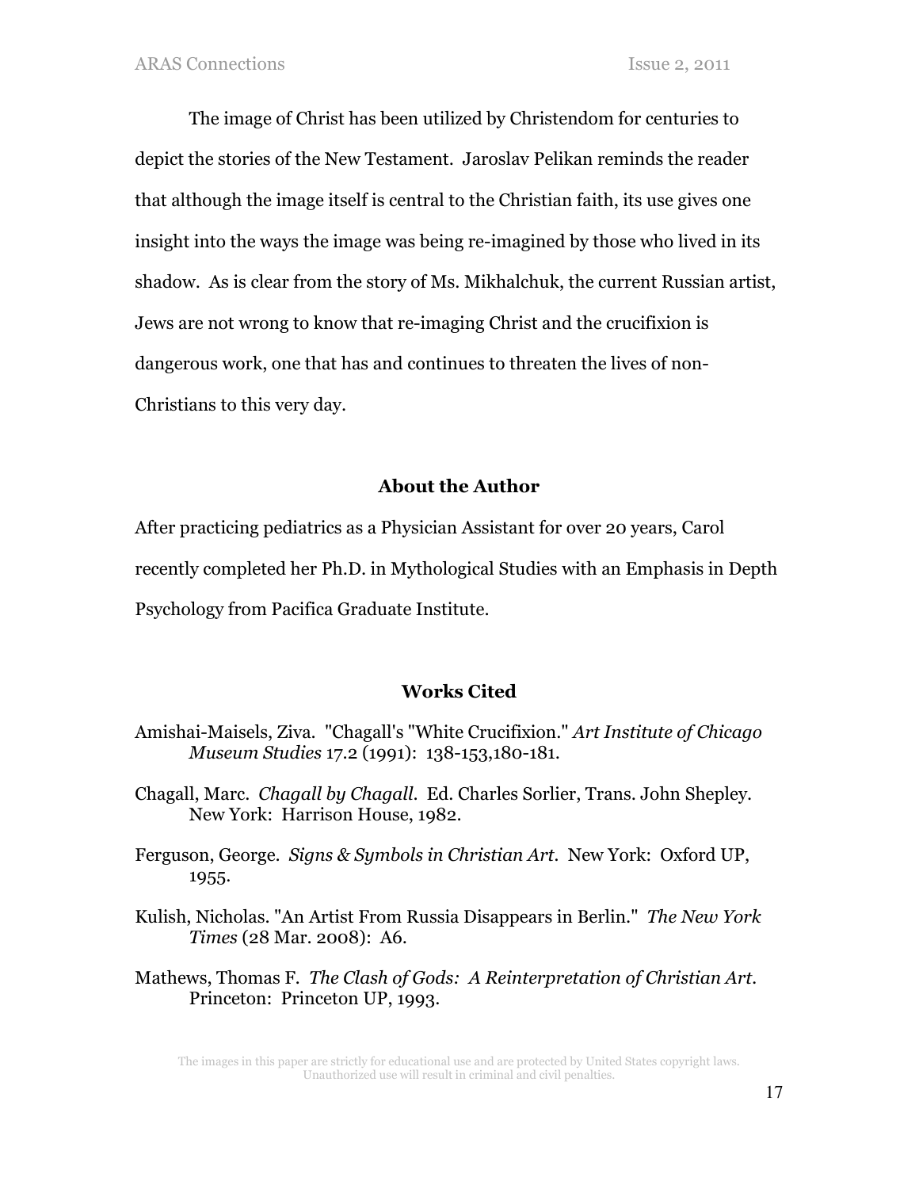The image of Christ has been utilized by Christendom for centuries to depict the stories of the New Testament. Jaroslav Pelikan reminds the reader that although the image itself is central to the Christian faith, its use gives one insight into the ways the image was being re-imagined by those who lived in its shadow. As is clear from the story of Ms. Mikhalchuk, the current Russian artist, Jews are not wrong to know that re-imaging Christ and the crucifixion is dangerous work, one that has and continues to threaten the lives of non-Christians to this very day.

## About the Author

After practicing pediatrics as a Physician Assistant for over 20 years, Carol recently completed her Ph.D. in Mythological Studies with an Emphasis in Depth Psychology from Pacifica Graduate Institute.

## Works Cited

Amishai-Maisels, Ziva. "Chagall's "White Crucifixion." *Art Institute of Chicago Museum Studies* 17.2 (1991): 138-153,180-181.

Chagall, Marc. *Chagall by Chagall*. Ed. Charles Sorlier, Trans. John Shepley. New York: Harrison House, 1982.

Ferguson, George. *Signs & Symbols in Christian Art*. New York: Oxford UP, 1955.

Kulish, Nicholas. "An Artist From Russia Disappears in Berlin." *The New York Times* (28 Mar. 2008): A6.

Mathews, Thomas F. *The Clash of Gods: A Reinterpretation of Christian Art*. Princeton: Princeton UP, 1993.

The images in this paper are strictly for educational use and are protected by United States copyright laws. Unauthorized use will result in criminal and civil penalties.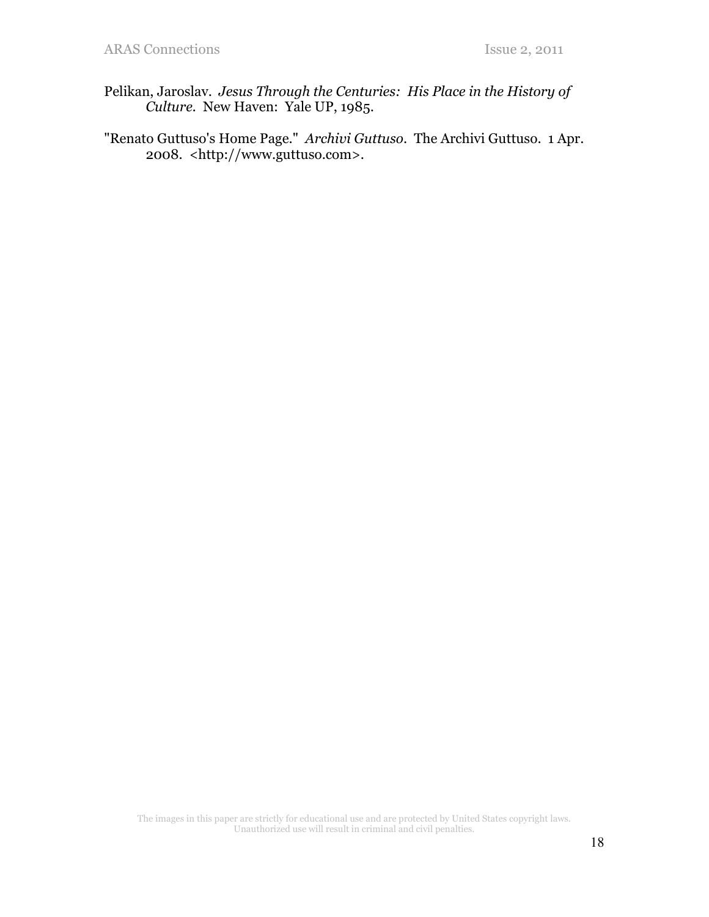Pelikan, Jaroslav. *Jesus Through the Centuries: His Place in the History of Culture*. New Haven: Yale UP, 1985.

"Renato Guttuso's Home Page." *Archivi Guttuso*. The Archivi Guttuso. 1 Apr. 2008. <http://www.guttuso.com>.

The images in this paper are strictly for educational use and are protected by United States copyright laws. Unauthorized use will result in criminal and civil penalties.